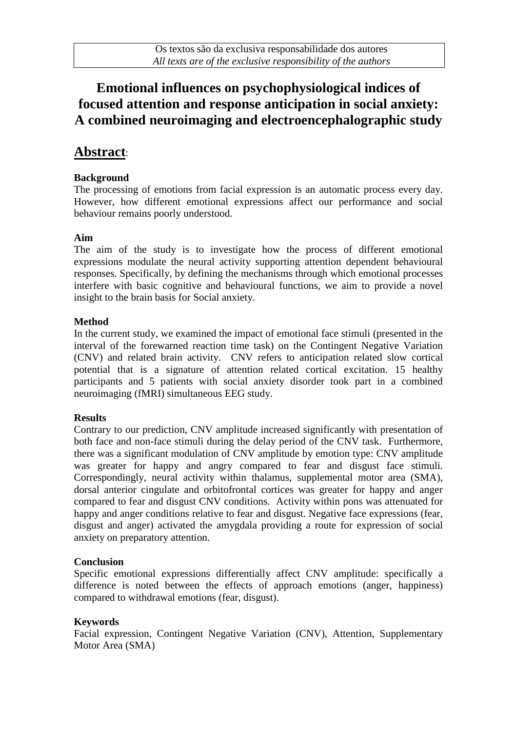Os textos são da exclusiva responsabilidade dos autores
*All texts are of the exclusive responsibility of the authors*

# Emotional influences on psychophysiological indices of focused attention and response anticipation in social anxiety: A combined neuroimaging and electroencephalographic study

## Abstract:

### Background

The processing of emotions from facial expression is an automatic process every day. However, how different emotional expressions affect our performance and social behaviour remains poorly understood.

### Aim

The aim of the study is to investigate how the process of different emotional expressions modulate the neural activity supporting attention dependent behavioural responses. Specifically, by defining the mechanisms through which emotional processes interfere with basic cognitive and behavioural functions, we aim to provide a novel insight to the brain basis for Social anxiety.

### Method

In the current study, we examined the impact of emotional face stimuli (presented in the interval of the forewarned reaction time task) on the Contingent Negative Variation (CNV) and related brain activity. CNV refers to anticipation related slow cortical potential that is a signature of attention related cortical excitation. 15 healthy participants and 5 patients with social anxiety disorder took part in a combined neuroimaging (fMRI) simultaneous EEG study.

### Results

Contrary to our prediction, CNV amplitude increased significantly with presentation of both face and non-face stimuli during the delay period of the CNV task. Furthermore, there was a significant modulation of CNV amplitude by emotion type: CNV amplitude was greater for happy and angry compared to fear and disgust face stimuli. Correspondingly, neural activity within thalamus, supplemental motor area (SMA), dorsal anterior cingulate and orbitofrontal cortices was greater for happy and anger compared to fear and disgust CNV conditions. Activity within pons was attenuated for happy and anger conditions relative to fear and disgust. Negative face expressions (fear, disgust and anger) activated the amygdala providing a route for expression of social anxiety on preparatory attention.

### Conclusion

Specific emotional expressions differentially affect CNV amplitude: specifically a difference is noted between the effects of approach emotions (anger, happiness) compared to withdrawal emotions (fear, disgust).

### Keywords

Facial expression, Contingent Negative Variation (CNV), Attention, Supplementary Motor Area (SMA)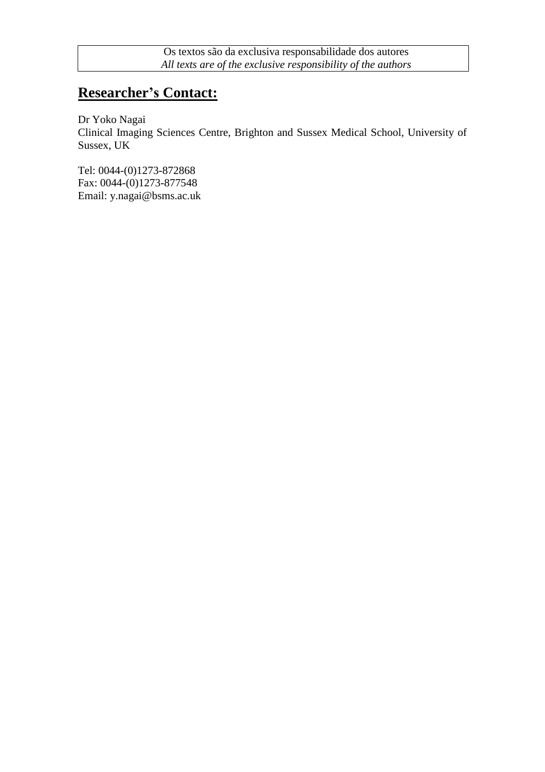Os textos são da exclusiva responsabilidade dos autores
*All texts are of the exclusive responsibility of the authors*

## **Researcher's Contact:**

Dr Yoko Nagai
Clinical Imaging Sciences Centre, Brighton and Sussex Medical School, University of Sussex, UK

Tel: 0044-(0)1273-872868
Fax: 0044-(0)1273-877548
Email: y.nagai@bsms.ac.uk